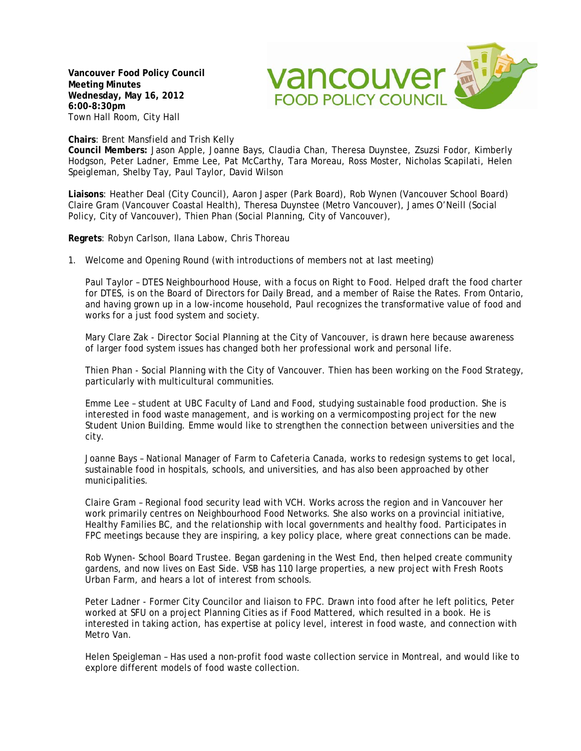**Vancouver Food Policy Council**
**Meeting Minutes**
**Wednesday, May 16, 2012**
**6:00-8:30pm**
Town Hall Room, City Hall

**Chairs**: Brent Mansfield and Trish Kelly
**Council Members:** Jason Apple, Joanne Bays, Claudia Chan, Theresa Duynstee, Zsuzsi Fodor, Kimberly Hodgson, Peter Ladner, Emme Lee, Pat McCarthy, Tara Moreau, Ross Moster, Nicholas Scapilati, Helen Speigleman, Shelby Tay, Paul Taylor, David Wilson

**Liaisons**: Heather Deal (City Council), Aaron Jasper (Park Board), Rob Wynen (Vancouver School Board) Claire Gram (Vancouver Coastal Health), Theresa Duynstee (Metro Vancouver), James O'Neill (Social Policy, City of Vancouver), Thien Phan (Social Planning, City of Vancouver),

**Regrets**: Robyn Carlson, Ilana Labow, Chris Thoreau

1. Welcome and Opening Round (with introductions of members not at last meeting)

   Paul Taylor – DTES Neighbourhood House, with a focus on Right to Food. Helped draft the food charter for DTES, is on the Board of Directors for Daily Bread, and a member of Raise the Rates. From Ontario, and having grown up in a low-income household, Paul recognizes the transformative value of food and works for a just food system and society.

   Mary Clare Zak - Director Social Planning at the City of Vancouver, is drawn here because awareness of larger food system issues has changed both her professional work and personal life.

   Thien Phan - Social Planning with the City of Vancouver. Thien has been working on the Food Strategy, particularly with multicultural communities.

   Emme Lee – student at UBC Faculty of Land and Food, studying sustainable food production. She is interested in food waste management, and is working on a vermicomposting project for the new Student Union Building. Emme would like to strengthen the connection between universities and the city.

   Joanne Bays – National Manager of Farm to Cafeteria Canada, works to redesign systems to get local, sustainable food in hospitals, schools, and universities, and has also been approached by other municipalities.

   Claire Gram – Regional food security lead with VCH. Works across the region and in Vancouver her work primarily centres on Neighbourhood Food Networks. She also works on a provincial initiative, Healthy Families BC, and the relationship with local governments and healthy food. Participates in FPC meetings because they are inspiring, a key policy place, where great connections can be made.

   Rob Wynen- School Board Trustee. Began gardening in the West End, then helped create community gardens, and now lives on East Side. VSB has 110 large properties, a new project with Fresh Roots Urban Farm, and hears a lot of interest from schools.

   Peter Ladner - Former City Councilor and liaison to FPC. Drawn into food after he left politics, Peter worked at SFU on a project Planning Cities as if Food Mattered, which resulted in a book. He is interested in taking action, has expertise at policy level, interest in food waste, and connection with Metro Van.

   Helen Speigleman – Has used a non-profit food waste collection service in Montreal, and would like to explore different models of food waste collection.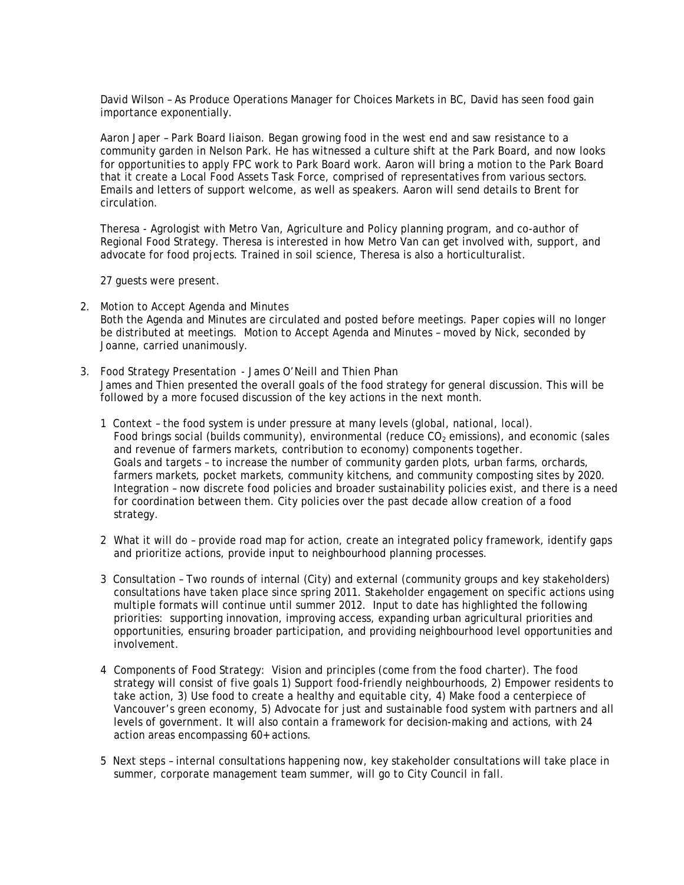David Wilson – As Produce Operations Manager for Choices Markets in BC, David has seen food gain importance exponentially.

Aaron Japer – Park Board liaison. Began growing food in the west end and saw resistance to a community garden in Nelson Park. He has witnessed a culture shift at the Park Board, and now looks for opportunities to apply FPC work to Park Board work. Aaron will bring a motion to the Park Board that it create a Local Food Assets Task Force, comprised of representatives from various sectors. Emails and letters of support welcome, as well as speakers. Aaron will send details to Brent for circulation.

Theresa - Agrologist with Metro Van, Agriculture and Policy planning program, and co-author of Regional Food Strategy. Theresa is interested in how Metro Van can get involved with, support, and advocate for food projects. Trained in soil science, Theresa is also a horticulturalist.

27 guests were present.

2. Motion to Accept Agenda and Minutes
   Both the Agenda and Minutes are circulated and posted before meetings. Paper copies will no longer be distributed at meetings. Motion to Accept Agenda and Minutes – moved by Nick, seconded by Joanne, carried unanimously.

3. Food Strategy Presentation - James O'Neill and Thien Phan
   James and Thien presented the overall goals of the food strategy for general discussion. This will be followed by a more focused discussion of the key actions in the next month.

   1 Context – the food system is under pressure at many levels (global, national, local).
   Food brings social (builds community), environmental (reduce $CO_2$ emissions), and economic (sales and revenue of farmers markets, contribution to economy) components together.
   Goals and targets – to increase the number of community garden plots, urban farms, orchards, farmers markets, pocket markets, community kitchens, and community composting sites by 2020.
   Integration – now discrete food policies and broader sustainability policies exist, and there is a need for coordination between them. City policies over the past decade allow creation of a food strategy.

   2 What it will do – provide road map for action, create an integrated policy framework, identify gaps and prioritize actions, provide input to neighbourhood planning processes.

   3 Consultation – Two rounds of internal (City) and external (community groups and key stakeholders) consultations have taken place since spring 2011. Stakeholder engagement on specific actions using multiple formats will continue until summer 2012. Input to date has highlighted the following priorities: supporting innovation, improving access, expanding urban agricultural priorities and opportunities, ensuring broader participation, and providing neighbourhood level opportunities and involvement.

   4 Components of Food Strategy: Vision and principles (come from the food charter). The food strategy will consist of five goals 1) Support food-friendly neighbourhoods, 2) Empower residents to take action, 3) Use food to create a healthy and equitable city, 4) Make food a centerpiece of Vancouver's green economy, 5) Advocate for just and sustainable food system with partners and all levels of government. It will also contain a framework for decision-making and actions, with 24 action areas encompassing 60+ actions.

   5 Next steps – internal consultations happening now, key stakeholder consultations will take place in summer, corporate management team summer, will go to City Council in fall.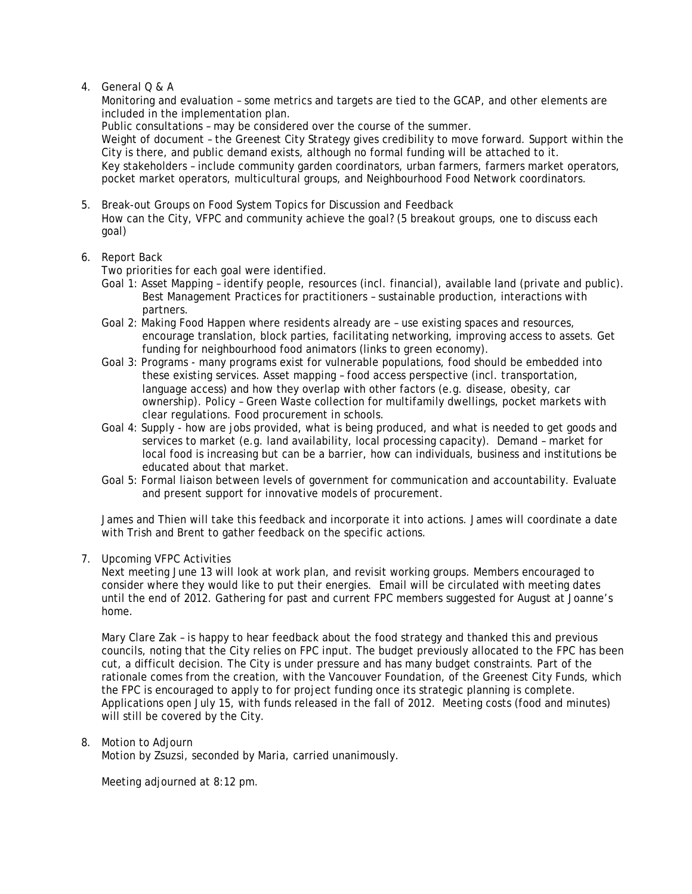4. General Q & A

   Monitoring and evaluation – some metrics and targets are tied to the GCAP, and other elements are included in the implementation plan.

   Public consultations – may be considered over the course of the summer.

   Weight of document – the Greenest City Strategy gives credibility to move forward. Support within the City is there, and public demand exists, although no formal funding will be attached to it.

   Key stakeholders – include community garden coordinators, urban farmers, farmers market operators, pocket market operators, multicultural groups, and Neighbourhood Food Network coordinators.

5. Break-out Groups on Food System Topics for Discussion and Feedback

   How can the City, VFPC and community achieve the goal? (5 breakout groups, one to discuss each goal)

6. Report Back

   Two priorities for each goal were identified.

   Goal 1: Asset Mapping – identify people, resources (incl. financial), available land (private and public). Best Management Practices for practitioners – sustainable production, interactions with partners.

   Goal 2: Making Food Happen where residents already are – use existing spaces and resources, encourage translation, block parties, facilitating networking, improving access to assets. Get funding for neighbourhood food animators (links to green economy).

   Goal 3: Programs - many programs exist for vulnerable populations, food should be embedded into these existing services. Asset mapping – food access perspective (incl. transportation, language access) and how they overlap with other factors (e.g. disease, obesity, car ownership). Policy – Green Waste collection for multifamily dwellings, pocket markets with clear regulations. Food procurement in schools.

   Goal 4: Supply - how are jobs provided, what is being produced, and what is needed to get goods and services to market (e.g. land availability, local processing capacity). Demand – market for local food is increasing but can be a barrier, how can individuals, business and institutions be educated about that market.

   Goal 5: Formal liaison between levels of government for communication and accountability. Evaluate and present support for innovative models of procurement.

   James and Thien will take this feedback and incorporate it into actions. James will coordinate a date with Trish and Brent to gather feedback on the specific actions.

7. Upcoming VFPC Activities

   Next meeting June 13 will look at work plan, and revisit working groups. Members encouraged to consider where they would like to put their energies. Email will be circulated with meeting dates until the end of 2012. Gathering for past and current FPC members suggested for August at Joanne's home.

   Mary Clare Zak – is happy to hear feedback about the food strategy and thanked this and previous councils, noting that the City relies on FPC input. The budget previously allocated to the FPC has been cut, a difficult decision. The City is under pressure and has many budget constraints. Part of the rationale comes from the creation, with the Vancouver Foundation, of the Greenest City Funds, which the FPC is encouraged to apply to for project funding once its strategic planning is complete. Applications open July 15, with funds released in the fall of 2012. Meeting costs (food and minutes) will still be covered by the City.

8. Motion to Adjourn

   Motion by Zsuzsi, seconded by Maria, carried unanimously.

   Meeting adjourned at 8:12 pm.